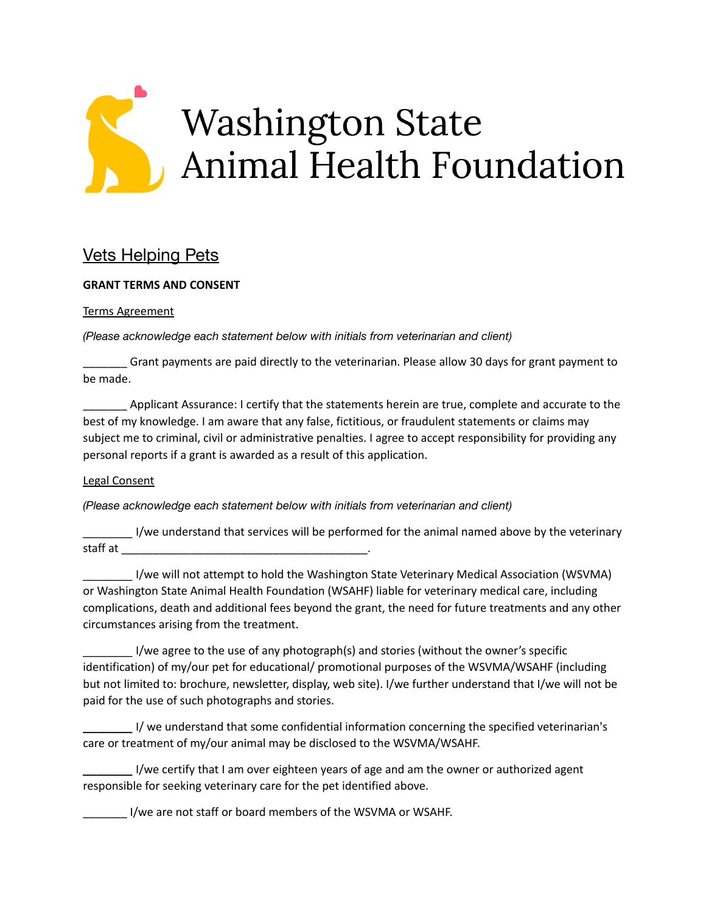# Washington State Animal Health Foundation

## Vets Helping Pets

**GRANT TERMS AND CONSENT**

Terms Agreement

*(Please acknowledge each statement below with initials from veterinarian and client)*

_______ Grant payments are paid directly to the veterinarian. Please allow 30 days for grant payment to be made.

_______ Applicant Assurance: I certify that the statements herein are true, complete and accurate to the best of my knowledge. I am aware that any false, fictitious, or fraudulent statements or claims may subject me to criminal, civil or administrative penalties. I agree to accept responsibility for providing any personal reports if a grant is awarded as a result of this application.

Legal Consent

*(Please acknowledge each statement below with initials from veterinarian and client)*

________ I/we understand that services will be performed for the animal named above by the veterinary staff at _________________________________________.

________ I/we will not attempt to hold the Washington State Veterinary Medical Association (WSVMA) or Washington State Animal Health Foundation (WSAHF) liable for veterinary medical care, including complications, death and additional fees beyond the grant, the need for future treatments and any other circumstances arising from the treatment.

________ I/we agree to the use of any photograph(s) and stories (without the owner's specific identification) of my/our pet for educational/ promotional purposes of the WSVMA/WSAHF (including but not limited to: brochure, newsletter, display, web site). I/we further understand that I/we will not be paid for the use of such photographs and stories.

________ I/ we understand that some confidential information concerning the specified veterinarian's care or treatment of my/our animal may be disclosed to the WSVMA/WSAHF.

________ I/we certify that I am over eighteen years of age and am the owner or authorized agent responsible for seeking veterinary care for the pet identified above.

_______ I/we are not staff or board members of the WSVMA or WSAHF.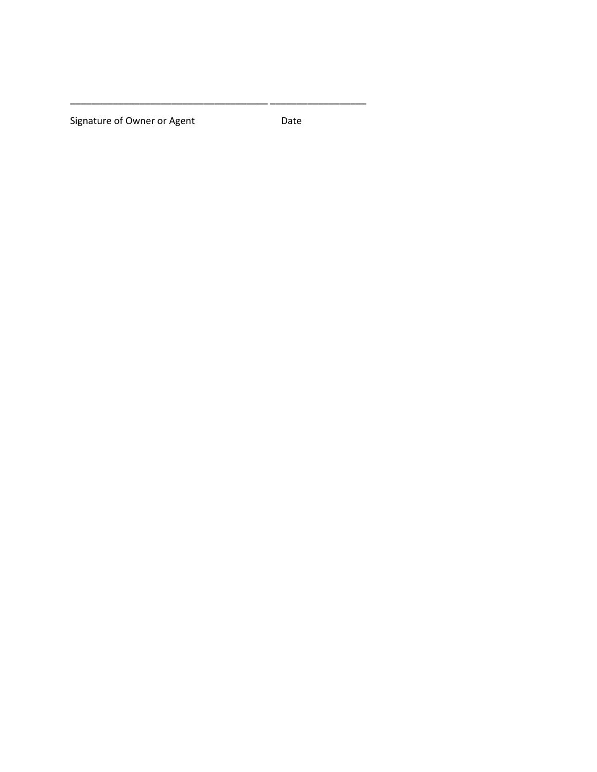_____________________________________ __________________

Signature of Owner or Agent Date